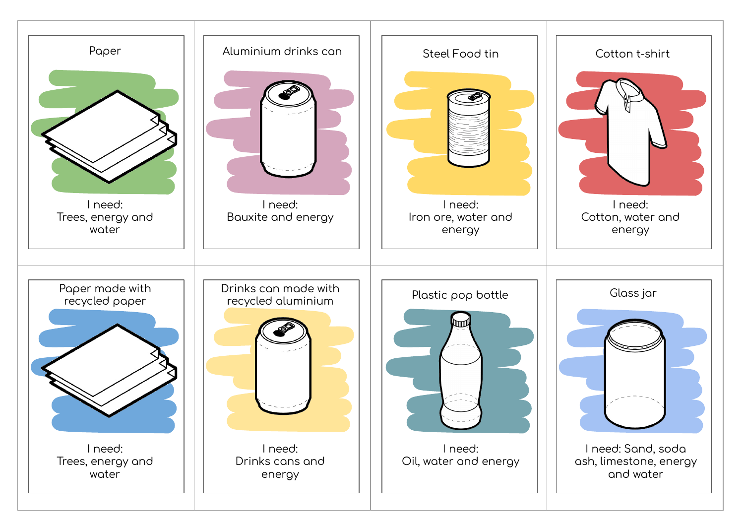Paper

I need:
Trees, energy and water

Aluminium drinks can

I need:
Bauxite and energy

Steel Food tin

I need:
Iron ore, water and energy

Cotton t-shirt

I need:
Cotton, water and energy

Paper made with recycled paper

I need:
Trees, energy and water

Drinks can made with recycled aluminium

I need:
Drinks cans and energy

Plastic pop bottle

I need:
Oil, water and energy

Glass jar

I need: Sand, soda ash, limestone, energy and water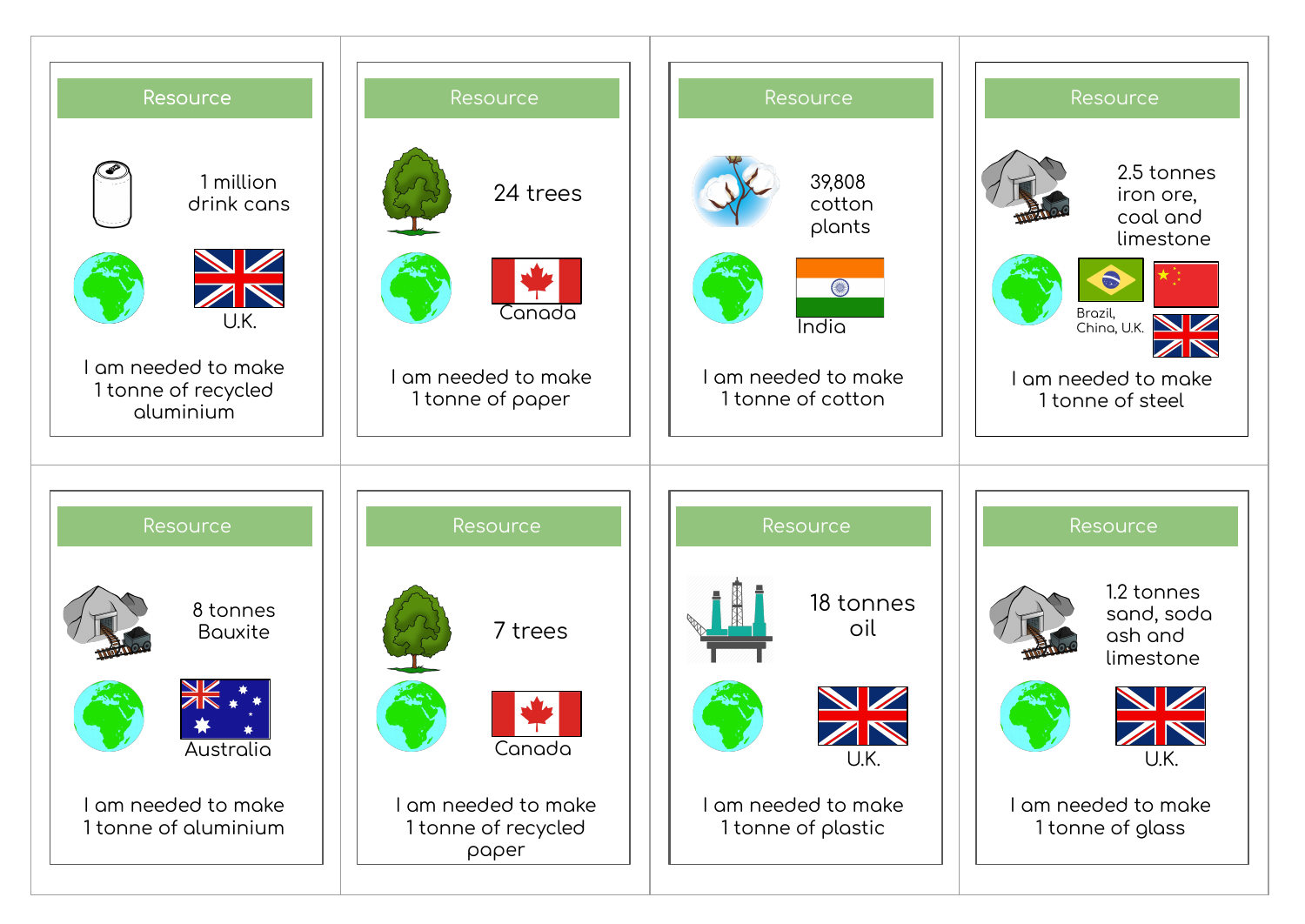## Resource

1 million drink cans

U.K.

I am needed to make 1 tonne of recycled aluminium

## Resource

24 trees

Canada

I am needed to make 1 tonne of paper

## Resource

39,808 cotton plants

India

I am needed to make 1 tonne of cotton

## Resource

2.5 tonnes iron ore, coal and limestone

Brazil, China, U.K.

I am needed to make 1 tonne of steel

## Resource

8 tonnes Bauxite

Australia

I am needed to make 1 tonne of aluminium

## Resource

7 trees

Canada

I am needed to make 1 tonne of recycled paper

## Resource

18 tonnes oil

U.K.

I am needed to make 1 tonne of plastic

## Resource

1.2 tonnes sand, soda ash and limestone

U.K.

I am needed to make 1 tonne of glass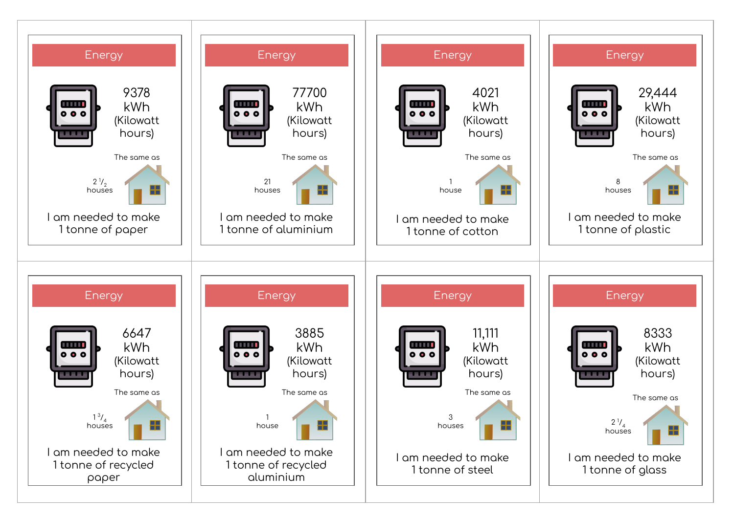## Energy

9378 kWh (Kilowatt hours)

The same as $2\frac{1}{2}$ houses

I am needed to make 1 tonne of paper

## Energy

77700 kWh (Kilowatt hours)

The same as 21 houses

I am needed to make 1 tonne of aluminium

## Energy

4021 kWh (Kilowatt hours)

The same as 1 house

I am needed to make 1 tonne of cotton

## Energy

29,444 kWh (Kilowatt hours)

The same as 8 houses

I am needed to make 1 tonne of plastic

## Energy

6647 kWh (Kilowatt hours)

The same as $1\frac{3}{4}$ houses

I am needed to make 1 tonne of recycled paper

## Energy

3885 kWh (Kilowatt hours)

The same as 1 house

I am needed to make 1 tonne of recycled aluminium

## Energy

11,111 kWh (Kilowatt hours)

The same as 3 houses

I am needed to make 1 tonne of steel

## Energy

8333 kWh (Kilowatt hours)

The same as $2\frac{1}{4}$ houses

I am needed to make 1 tonne of glass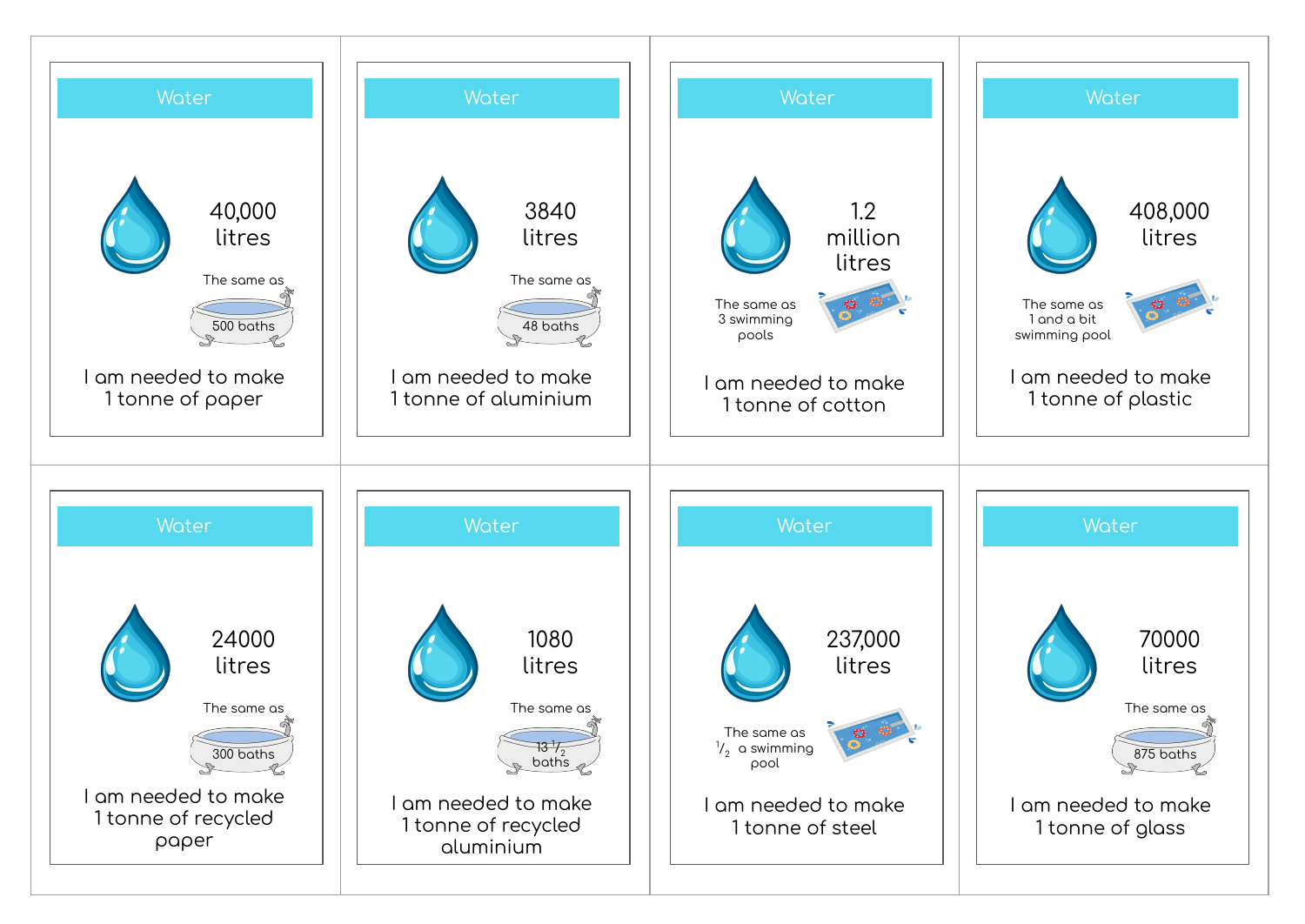## Water

40,000 litres

The same as 500 baths

I am needed to make 1 tonne of paper

## Water

3840 litres

The same as 48 baths

I am needed to make 1 tonne of aluminium

## Water

1.2 million litres

The same as 3 swimming pools

I am needed to make 1 tonne of cotton

## Water

408,000 litres

The same as 1 and a bit swimming pool

I am needed to make 1 tonne of plastic

## Water

24000 litres

The same as 300 baths

I am needed to make 1 tonne of recycled paper

## Water

1080 litres

The same as $13 \frac{1}{2}$ baths

I am needed to make 1 tonne of recycled aluminium

## Water

237,000 litres

The same as $\frac{1}{2}$ a swimming pool

I am needed to make 1 tonne of steel

## Water

70000 litres

The same as 875 baths

I am needed to make 1 tonne of glass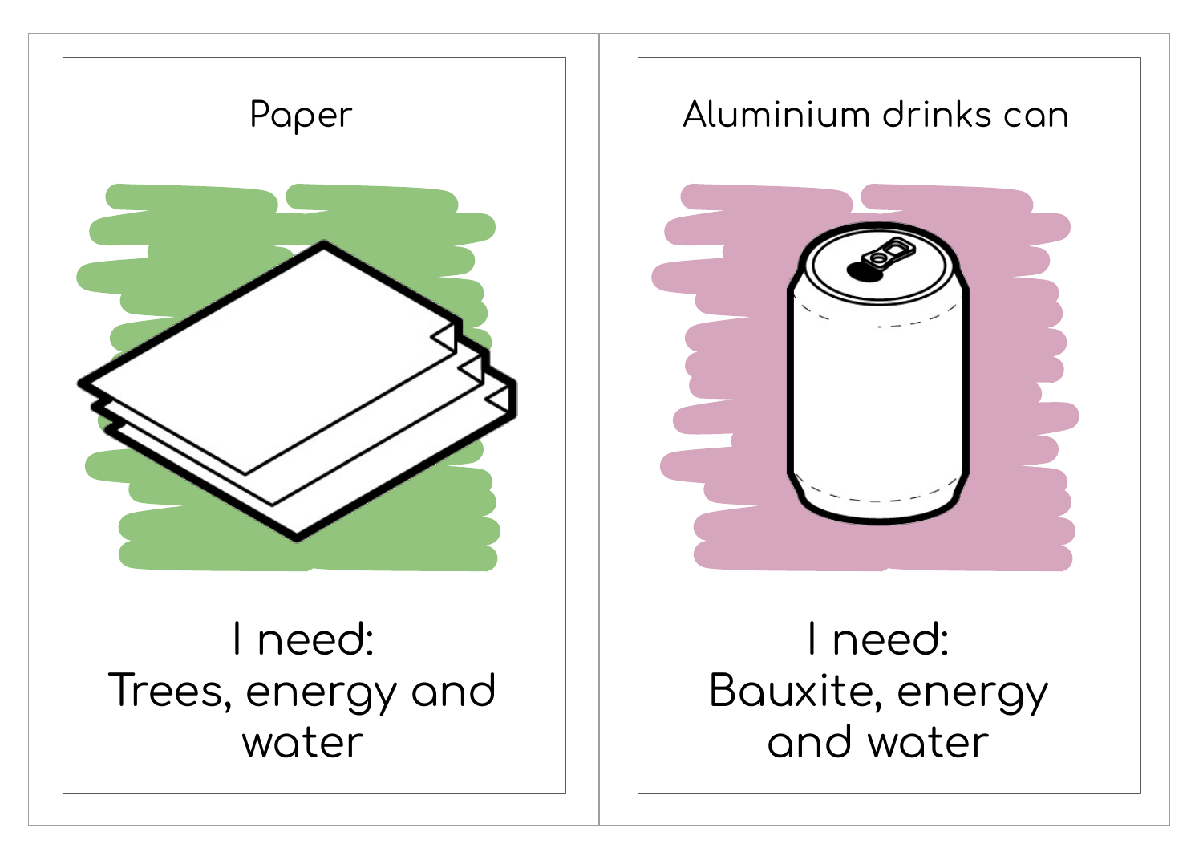Paper

I need:
Trees, energy and water

Aluminium drinks can

I need:
Bauxite, energy and water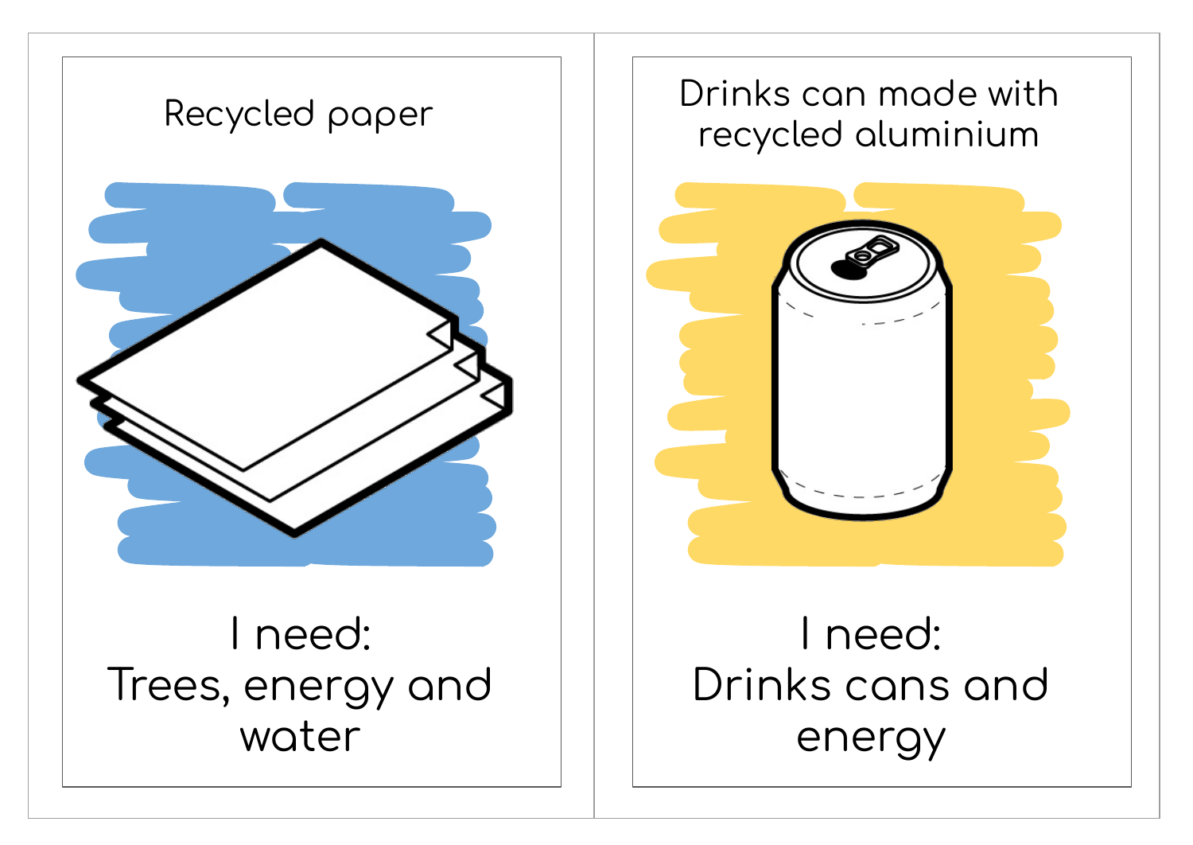Recycled paper

I need:
Trees, energy and water

Drinks can made with recycled aluminium

I need:
Drinks cans and energy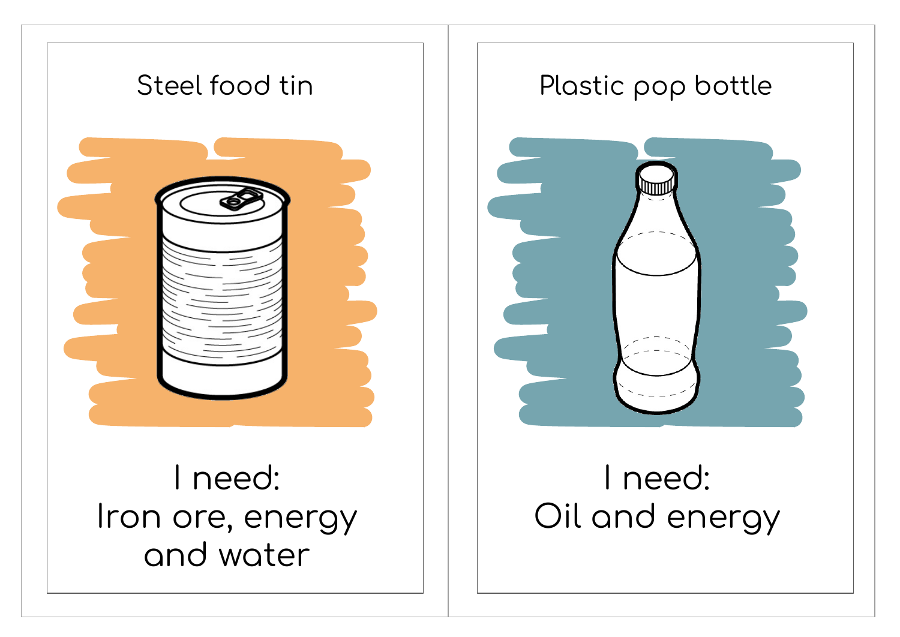Steel food tin

I need:
Iron ore, energy and water

Plastic pop bottle

I need:
Oil and energy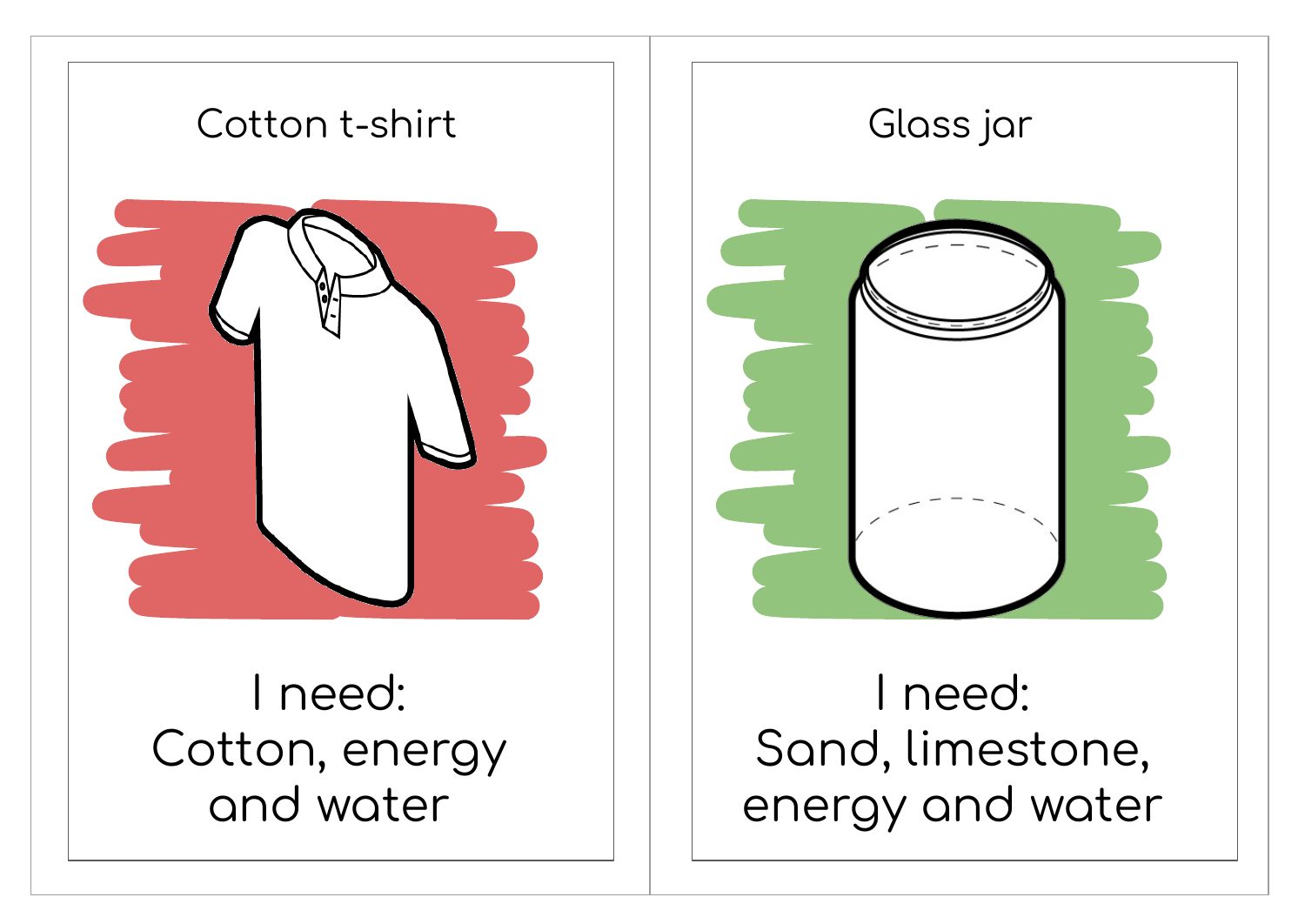Cotton t-shirt

I need:
Cotton, energy
and water

Glass jar

I need:
Sand, limestone,
energy and water